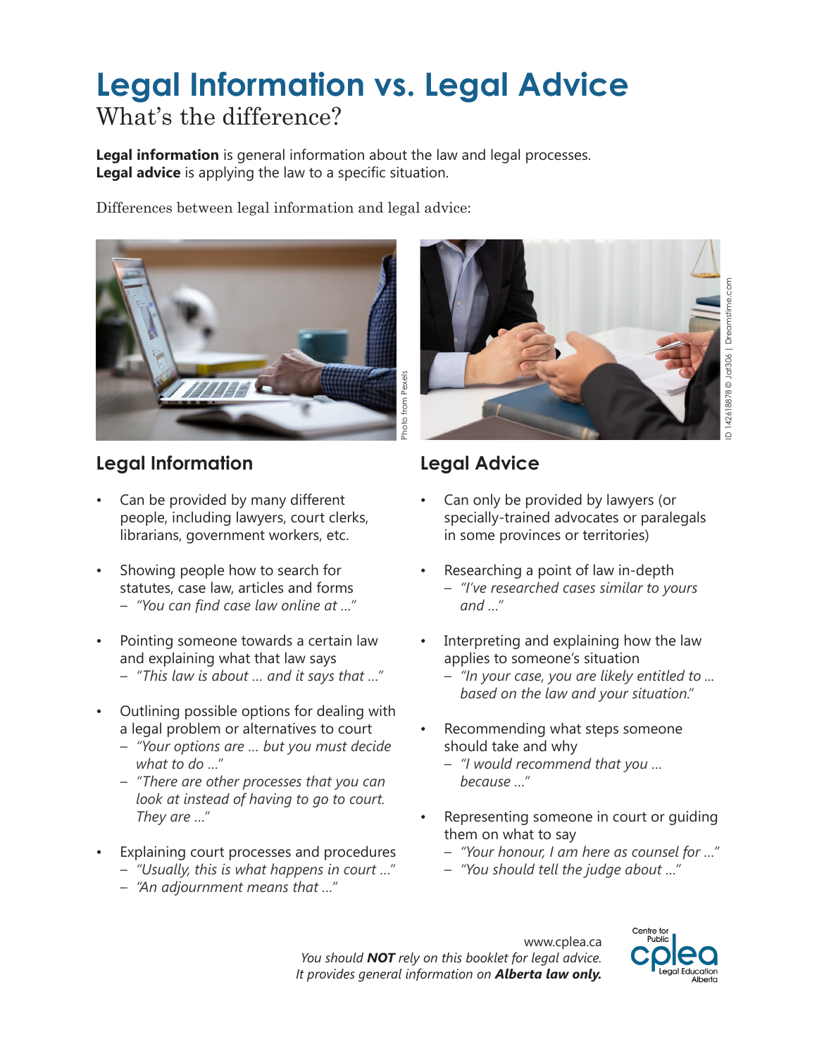# Legal Information vs. Legal Advice

What's the difference?

**Legal information** is general information about the law and legal processes.
**Legal advice** is applying the law to a specific situation.

Differences between legal information and legal advice:

Photo from Pexels

ID 142618878 © Jat306 | Dreamstime.com

## Legal Information

- Can be provided by many different people, including lawyers, court clerks, librarians, government workers, etc.
- Showing people how to search for statutes, case law, articles and forms
  - *"You can find case law online at ..."*
- Pointing someone towards a certain law and explaining what that law says
  - *"This law is about ... and it says that ..."*
- Outlining possible options for dealing with a legal problem or alternatives to court
  - *"Your options are ... but you must decide what to do ..."*
  - *"There are other processes that you can look at instead of having to go to court. They are ..."*
- Explaining court processes and procedures
  - *"Usually, this is what happens in court ..."*
  - *"An adjournment means that ..."*

## Legal Advice

- Can only be provided by lawyers (or specially-trained advocates or paralegals in some provinces or territories)
- Researching a point of law in-depth
  - *"I've researched cases similar to yours and ..."*
- Interpreting and explaining how the law applies to someone's situation
  - *"In your case, you are likely entitled to ... based on the law and your situation."*
- Recommending what steps someone should take and why
  - *"I would recommend that you ... because ..."*
- Representing someone in court or guiding them on what to say
  - *"Your honour, I am here as counsel for ..."*
  - *"You should tell the judge about ..."*

www.cplea.ca
*You should **NOT** rely on this booklet for legal advice.*
*It provides general information on **Alberta law only.***

Centre for Public Legal Education Alberta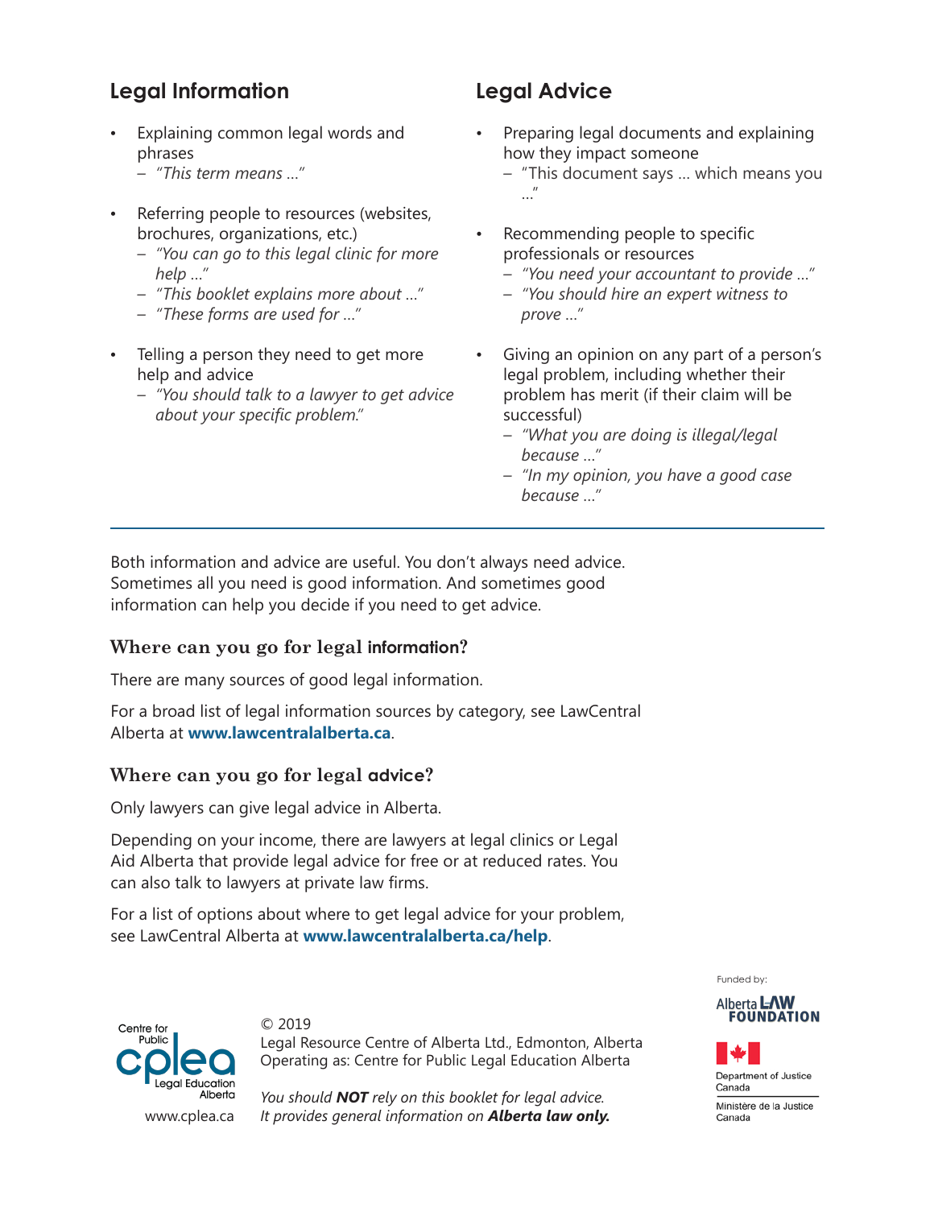## Legal Information

- Explaining common legal words and phrases
  - *"This term means …"*
- Referring people to resources (websites, brochures, organizations, etc.)
  - *"You can go to this legal clinic for more help …"*
  - *"This booklet explains more about …"*
  - *"These forms are used for …"*
- Telling a person they need to get more help and advice
  - *"You should talk to a lawyer to get advice about your specific problem."*

## Legal Advice

- Preparing legal documents and explaining how they impact someone
  - "This document says … which means you …"
- Recommending people to specific professionals or resources
  - *"You need your accountant to provide …"*
  - *"You should hire an expert witness to prove …"*
- Giving an opinion on any part of a person's legal problem, including whether their problem has merit (if their claim will be successful)
  - *"What you are doing is illegal/legal because …"*
  - *"In my opinion, you have a good case because …"*

---

Both information and advice are useful. You don't always need advice. Sometimes all you need is good information. And sometimes good information can help you decide if you need to get advice.

### Where can you go for legal information?

There are many sources of good legal information.

For a broad list of legal information sources by category, see LawCentral Alberta at **www.lawcentralalberta.ca**.

### Where can you go for legal advice?

Only lawyers can give legal advice in Alberta.

Depending on your income, there are lawyers at legal clinics or Legal Aid Alberta that provide legal advice for free or at reduced rates. You can also talk to lawyers at private law firms.

For a list of options about where to get legal advice for your problem, see LawCentral Alberta at **www.lawcentralalberta.ca/help**.

Centre for Public Legal Education Alberta

www.cplea.ca

© 2019
Legal Resource Centre of Alberta Ltd., Edmonton, Alberta
Operating as: Centre for Public Legal Education Alberta

*You should **NOT** rely on this booklet for legal advice.*
*It provides general information on **Alberta law only.***

Funded by:

Alberta Law Foundation

Department of Justice Canada

Ministère de la Justice Canada